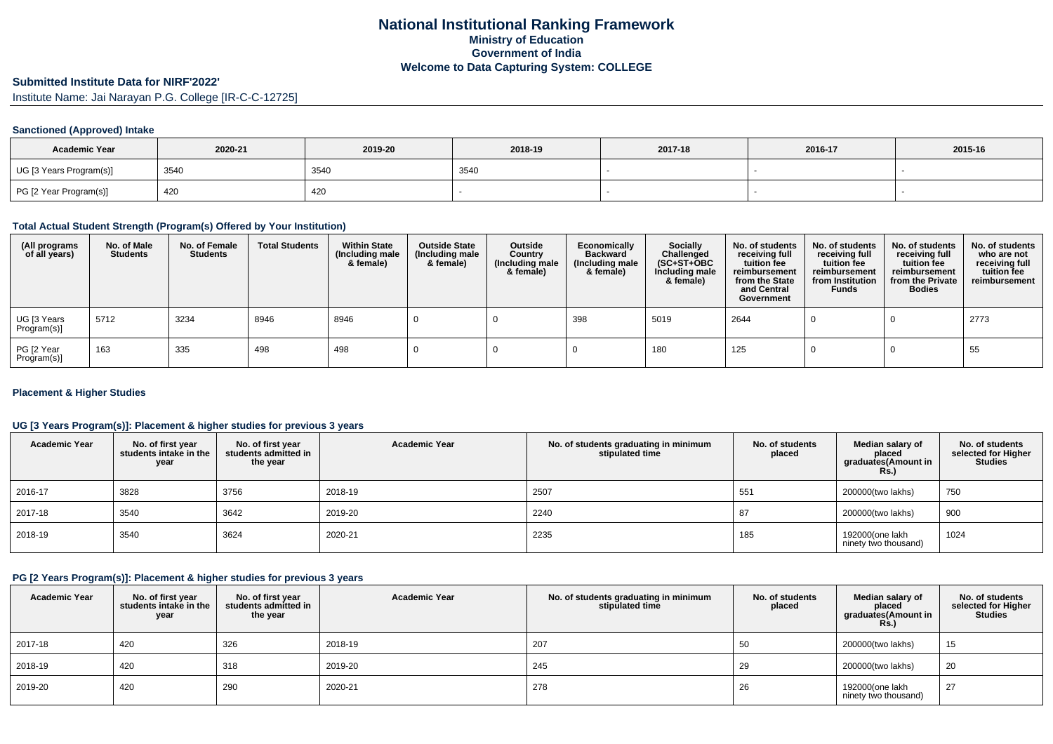# National Institutional Ranking Framework
## Ministry of Education
## Government of India
## Welcome to Data Capturing System: COLLEGE

### Submitted Institute Data for NIRF'2022'

Institute Name: Jai Narayan P.G. College [IR-C-C-12725]

#### Sanctioned (Approved) Intake

| Academic Year | 2020-21 | 2019-20 | 2018-19 | 2017-18 | 2016-17 | 2015-16 |
|---|---|---|---|---|---|---|
| UG [3 Years Program(s)] | 3540 | 3540 | 3540 | - | - | - |
| PG [2 Year Program(s)] | 420 | 420 | - | - | - | - |

#### Total Actual Student Strength (Program(s) Offered by Your Institution)

| (All programs of all years) | No. of Male Students | No. of Female Students | Total Students | Within State (Including male & female) | Outside State (Including male & female) | Outside Country (Including male & female) | Economically Backward (Including male & female) | Socially Challenged (SC+ST+OBC Including male & female) | No. of students receiving full tuition fee reimbursement from the State and Central Government | No. of students receiving full tuition fee reimbursement from Institution Funds | No. of students receiving full tuition fee reimbursement from the Private Bodies | No. of students who are not receiving full tuition fee reimbursement |
|---|---|---|---|---|---|---|---|---|---|---|---|---|
| UG [3 Years Program(s)] | 5712 | 3234 | 8946 | 8946 | 0 | 0 | 398 | 5019 | 2644 | 0 | 0 | 2773 |
| PG [2 Year Program(s)] | 163 | 335 | 498 | 498 | 0 | 0 | 0 | 180 | 125 | 0 | 0 | 55 |

#### Placement & Higher Studies

#### UG [3 Years Program(s)]: Placement & higher studies for previous 3 years

| Academic Year | No. of first year students intake in the year | No. of first year students admitted in the year | Academic Year | No. of students graduating in minimum stipulated time | No. of students placed | Median salary of placed graduates(Amount in Rs.) | No. of students selected for Higher Studies |
|---|---|---|---|---|---|---|---|
| 2016-17 | 3828 | 3756 | 2018-19 | 2507 | 551 | 200000(two lakhs) | 750 |
| 2017-18 | 3540 | 3642 | 2019-20 | 2240 | 87 | 200000(two lakhs) | 900 |
| 2018-19 | 3540 | 3624 | 2020-21 | 2235 | 185 | 192000(one lakh ninety two thousand) | 1024 |

#### PG [2 Years Program(s)]: Placement & higher studies for previous 3 years

| Academic Year | No. of first year students intake in the year | No. of first year students admitted in the year | Academic Year | No. of students graduating in minimum stipulated time | No. of students placed | Median salary of placed graduates(Amount in Rs.) | No. of students selected for Higher Studies |
|---|---|---|---|---|---|---|---|
| 2017-18 | 420 | 326 | 2018-19 | 207 | 50 | 200000(two lakhs) | 15 |
| 2018-19 | 420 | 318 | 2019-20 | 245 | 29 | 200000(two lakhs) | 20 |
| 2019-20 | 420 | 290 | 2020-21 | 278 | 26 | 192000(one lakh ninety two thousand) | 27 |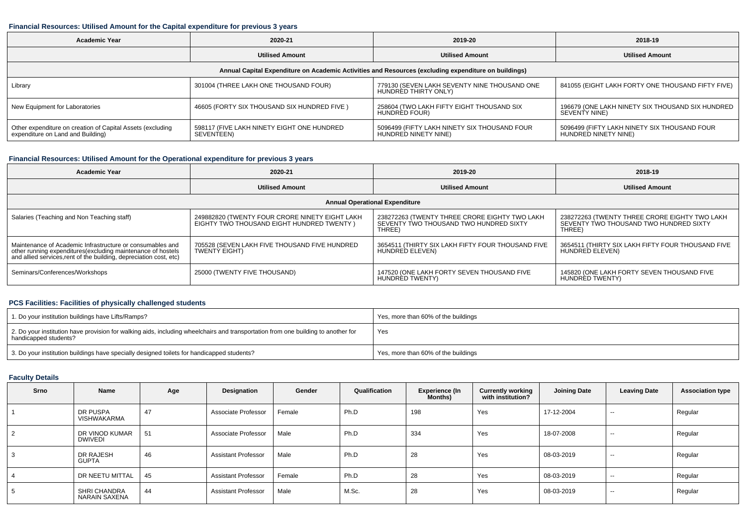### Financial Resources: Utilised Amount for the Capital expenditure for previous 3 years

| Academic Year | 2020-21 | 2019-20 | 2018-19 |
|---|---|---|---|
| | Utilised Amount | Utilised Amount | Utilised Amount |
| Annual Capital Expenditure on Academic Activities and Resources (excluding expenditure on buildings) | | | |
| Library | 301004 (THREE LAKH ONE THOUSAND FOUR) | 779130 (SEVEN LAKH SEVENTY NINE THOUSAND ONE HUNDRED THIRTY ONLY) | 841055 (EIGHT LAKH FORTY ONE THOUSAND FIFTY FIVE) |
| New Equipment for Laboratories | 46605 (FORTY SIX THOUSAND SIX HUNDRED FIVE ) | 258604 (TWO LAKH FIFTY EIGHT THOUSAND SIX HUNDRED FOUR) | 196679 (ONE LAKH NINETY SIX THOUSAND SIX HUNDRED SEVENTY NINE) |
| Other expenditure on creation of Capital Assets (excluding expenditure on Land and Building) | 598117 (FIVE LAKH NINETY EIGHT ONE HUNDRED SEVENTEEN) | 5096499 (FIFTY LAKH NINETY SIX THOUSAND FOUR HUNDRED NINETY NINE) | 5096499 (FIFTY LAKH NINETY SIX THOUSAND FOUR HUNDRED NINETY NINE) |

### Financial Resources: Utilised Amount for the Operational expenditure for previous 3 years

| Academic Year | 2020-21 | 2019-20 | 2018-19 |
|---|---|---|---|
| | Utilised Amount | Utilised Amount | Utilised Amount |
| Annual Operational Expenditure | | | |
| Salaries (Teaching and Non Teaching staff) | 249882820 (TWENTY FOUR CRORE NINETY EIGHT LAKH EIGHTY TWO THOUSAND EIGHT HUNDRED TWENTY ) | 238272263 (TWENTY THREE CRORE EIGHTY TWO LAKH SEVENTY TWO THOUSAND TWO HUNDRED SIXTY THREE) | 238272263 (TWENTY THREE CRORE EIGHTY TWO LAKH SEVENTY TWO THOUSAND TWO HUNDRED SIXTY THREE) |
| Maintenance of Academic Infrastructure or consumables and other running expenditures(excluding maintenance of hostels and allied services,rent of the building, depreciation cost, etc) | 705528 (SEVEN LAKH FIVE THOUSAND FIVE HUNDRED TWENTY EIGHT) | 3654511 (THIRTY SIX LAKH FIFTY FOUR THOUSAND FIVE HUNDRED ELEVEN) | 3654511 (THIRTY SIX LAKH FIFTY FOUR THOUSAND FIVE HUNDRED ELEVEN) |
| Seminars/Conferences/Workshops | 25000 (TWENTY FIVE THOUSAND) | 147520 (ONE LAKH FORTY SEVEN THOUSAND FIVE HUNDRED TWENTY) | 145820 (ONE LAKH FORTY SEVEN THOUSAND FIVE HUNDRED TWENTY) |

### PCS Facilities: Facilities of physically challenged students

| | |
|---|---|
| 1. Do your institution buildings have Lifts/Ramps? | Yes, more than 60% of the buildings |
| 2. Do your institution have provision for walking aids, including wheelchairs and transportation from one building to another for handicapped students? | Yes |
| 3. Do your institution buildings have specially designed toilets for handicapped students? | Yes, more than 60% of the buildings |

### Faculty Details

| Srno | Name | Age | Designation | Gender | Qualification | Experience (In Months) | Currently working with institution? | Joining Date | Leaving Date | Association type |
|---|---|---|---|---|---|---|---|---|---|---|
| 1 | DR PUSPA VISHWAKARMA | 47 | Associate Professor | Female | Ph.D | 198 | Yes | 17-12-2004 | -- | Regular |
| 2 | DR VINOD KUMAR DWIVEDI | 51 | Associate Professor | Male | Ph.D | 334 | Yes | 18-07-2008 | -- | Regular |
| 3 | DR RAJESH GUPTA | 46 | Assistant Professor | Male | Ph.D | 28 | Yes | 08-03-2019 | -- | Regular |
| 4 | DR NEETU MITTAL | 45 | Assistant Professor | Female | Ph.D | 28 | Yes | 08-03-2019 | -- | Regular |
| 5 | SHRI CHANDRA NARAIN SAXENA | 44 | Assistant Professor | Male | M.Sc. | 28 | Yes | 08-03-2019 | -- | Regular |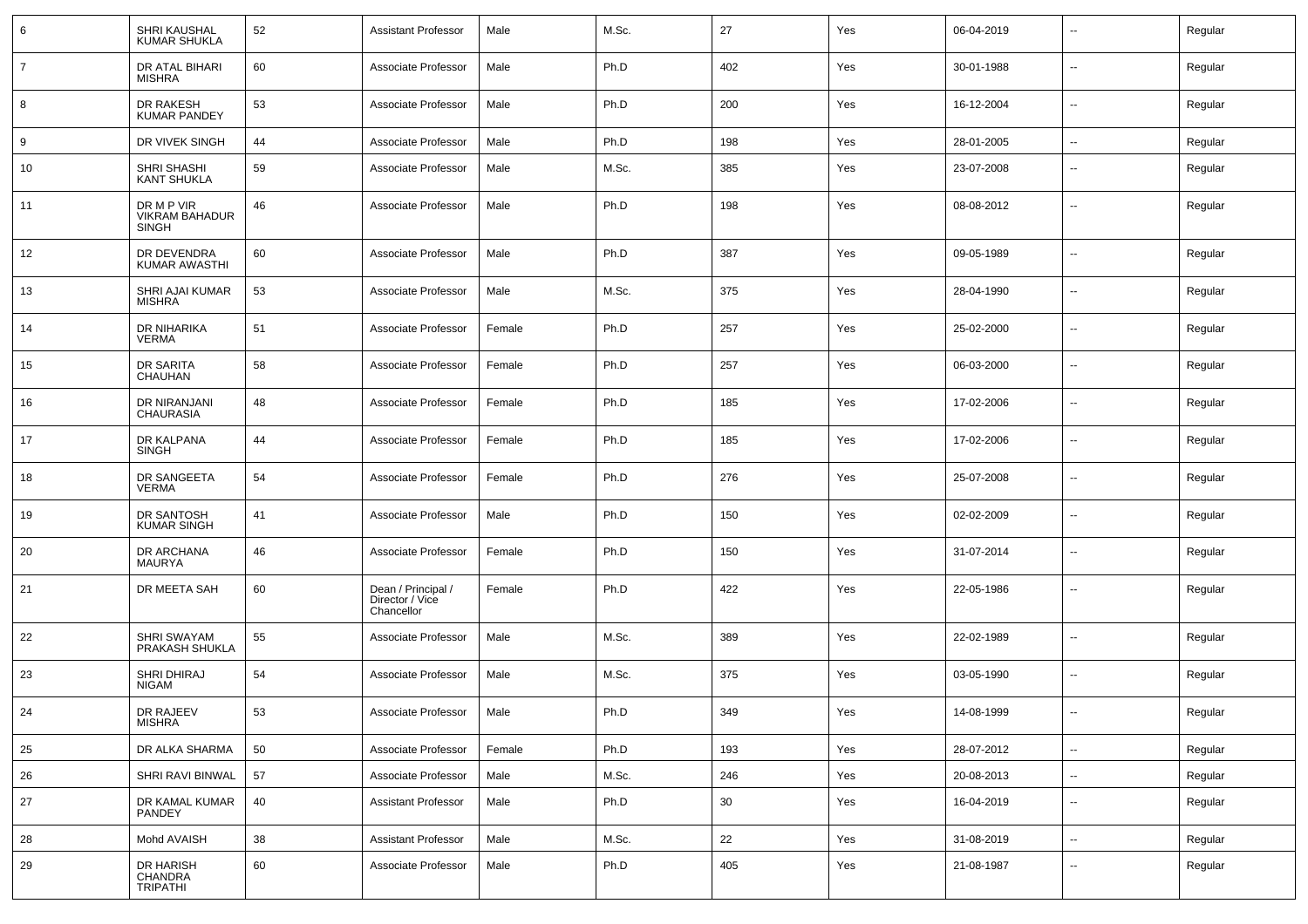| | | | | | | | | | | |
|---|---|---|---|---|---|---|---|---|---|---|
| 6 | SHRI KAUSHAL KUMAR SHUKLA | 52 | Assistant Professor | Male | M.Sc. | 27 | Yes | 06-04-2019 | -- | Regular |
| 7 | DR ATAL BIHARI MISHRA | 60 | Associate Professor | Male | Ph.D | 402 | Yes | 30-01-1988 | -- | Regular |
| 8 | DR RAKESH KUMAR PANDEY | 53 | Associate Professor | Male | Ph.D | 200 | Yes | 16-12-2004 | -- | Regular |
| 9 | DR VIVEK SINGH | 44 | Associate Professor | Male | Ph.D | 198 | Yes | 28-01-2005 | -- | Regular |
| 10 | SHRI SHASHI KANT SHUKLA | 59 | Associate Professor | Male | M.Sc. | 385 | Yes | 23-07-2008 | -- | Regular |
| 11 | DR M P VIR VIKRAM BAHADUR SINGH | 46 | Associate Professor | Male | Ph.D | 198 | Yes | 08-08-2012 | -- | Regular |
| 12 | DR DEVENDRA KUMAR AWASTHI | 60 | Associate Professor | Male | Ph.D | 387 | Yes | 09-05-1989 | -- | Regular |
| 13 | SHRI AJAI KUMAR MISHRA | 53 | Associate Professor | Male | M.Sc. | 375 | Yes | 28-04-1990 | -- | Regular |
| 14 | DR NIHARIKA VERMA | 51 | Associate Professor | Female | Ph.D | 257 | Yes | 25-02-2000 | -- | Regular |
| 15 | DR SARITA CHAUHAN | 58 | Associate Professor | Female | Ph.D | 257 | Yes | 06-03-2000 | -- | Regular |
| 16 | DR NIRANJANI CHAURASIA | 48 | Associate Professor | Female | Ph.D | 185 | Yes | 17-02-2006 | -- | Regular |
| 17 | DR KALPANA SINGH | 44 | Associate Professor | Female | Ph.D | 185 | Yes | 17-02-2006 | -- | Regular |
| 18 | DR SANGEETA VERMA | 54 | Associate Professor | Female | Ph.D | 276 | Yes | 25-07-2008 | -- | Regular |
| 19 | DR SANTOSH KUMAR SINGH | 41 | Associate Professor | Male | Ph.D | 150 | Yes | 02-02-2009 | -- | Regular |
| 20 | DR ARCHANA MAURYA | 46 | Associate Professor | Female | Ph.D | 150 | Yes | 31-07-2014 | -- | Regular |
| 21 | DR MEETA SAH | 60 | Dean / Principal / Director / Vice Chancellor | Female | Ph.D | 422 | Yes | 22-05-1986 | -- | Regular |
| 22 | SHRI SWAYAM PRAKASH SHUKLA | 55 | Associate Professor | Male | M.Sc. | 389 | Yes | 22-02-1989 | -- | Regular |
| 23 | SHRI DHIRAJ NIGAM | 54 | Associate Professor | Male | M.Sc. | 375 | Yes | 03-05-1990 | -- | Regular |
| 24 | DR RAJEEV MISHRA | 53 | Associate Professor | Male | Ph.D | 349 | Yes | 14-08-1999 | -- | Regular |
| 25 | DR ALKA SHARMA | 50 | Associate Professor | Female | Ph.D | 193 | Yes | 28-07-2012 | -- | Regular |
| 26 | SHRI RAVI BINWAL | 57 | Associate Professor | Male | M.Sc. | 246 | Yes | 20-08-2013 | -- | Regular |
| 27 | DR KAMAL KUMAR PANDEY | 40 | Assistant Professor | Male | Ph.D | 30 | Yes | 16-04-2019 | -- | Regular |
| 28 | Mohd AVAISH | 38 | Assistant Professor | Male | M.Sc. | 22 | Yes | 31-08-2019 | -- | Regular |
| 29 | DR HARISH CHANDRA TRIPATHI | 60 | Associate Professor | Male | Ph.D | 405 | Yes | 21-08-1987 | -- | Regular |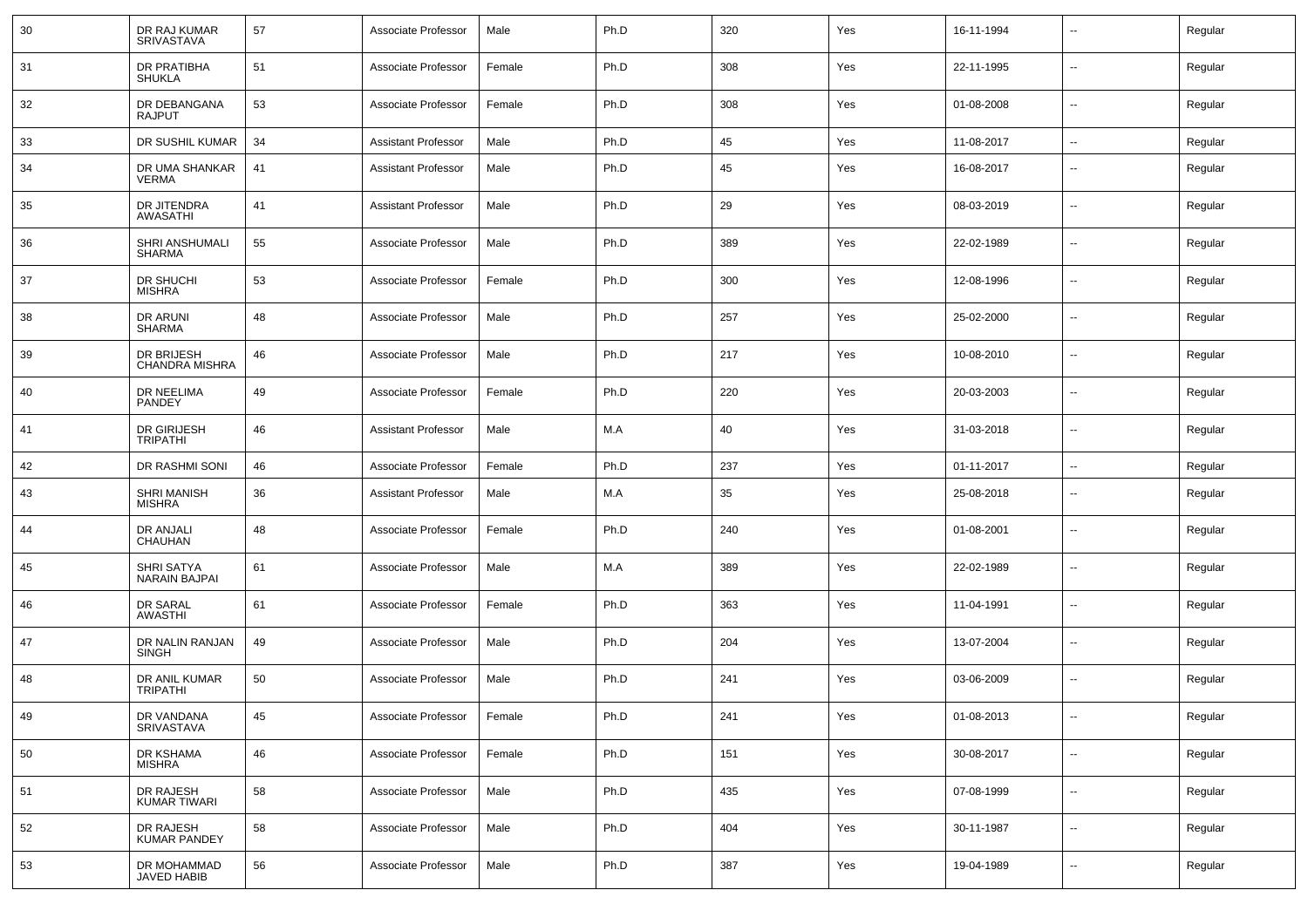| 30 | DR RAJ KUMAR SRIVASTAVA | 57 | Associate Professor | Male | Ph.D | 320 | Yes | 16-11-1994 | -- | Regular |
|---|---|---|---|---|---|---|---|---|---|---|
| 31 | DR PRATIBHA SHUKLA | 51 | Associate Professor | Female | Ph.D | 308 | Yes | 22-11-1995 | -- | Regular |
| 32 | DR DEBANGANA RAJPUT | 53 | Associate Professor | Female | Ph.D | 308 | Yes | 01-08-2008 | -- | Regular |
| 33 | DR SUSHIL KUMAR | 34 | Assistant Professor | Male | Ph.D | 45 | Yes | 11-08-2017 | -- | Regular |
| 34 | DR UMA SHANKAR VERMA | 41 | Assistant Professor | Male | Ph.D | 45 | Yes | 16-08-2017 | -- | Regular |
| 35 | DR JITENDRA AWASATHI | 41 | Assistant Professor | Male | Ph.D | 29 | Yes | 08-03-2019 | -- | Regular |
| 36 | SHRI ANSHUMALI SHARMA | 55 | Associate Professor | Male | Ph.D | 389 | Yes | 22-02-1989 | -- | Regular |
| 37 | DR SHUCHI MISHRA | 53 | Associate Professor | Female | Ph.D | 300 | Yes | 12-08-1996 | -- | Regular |
| 38 | DR ARUNI SHARMA | 48 | Associate Professor | Male | Ph.D | 257 | Yes | 25-02-2000 | -- | Regular |
| 39 | DR BRIJESH CHANDRA MISHRA | 46 | Associate Professor | Male | Ph.D | 217 | Yes | 10-08-2010 | -- | Regular |
| 40 | DR NEELIMA PANDEY | 49 | Associate Professor | Female | Ph.D | 220 | Yes | 20-03-2003 | -- | Regular |
| 41 | DR GIRIJESH TRIPATHI | 46 | Assistant Professor | Male | M.A | 40 | Yes | 31-03-2018 | -- | Regular |
| 42 | DR RASHMI SONI | 46 | Associate Professor | Female | Ph.D | 237 | Yes | 01-11-2017 | -- | Regular |
| 43 | SHRI MANISH MISHRA | 36 | Assistant Professor | Male | M.A | 35 | Yes | 25-08-2018 | -- | Regular |
| 44 | DR ANJALI CHAUHAN | 48 | Associate Professor | Female | Ph.D | 240 | Yes | 01-08-2001 | -- | Regular |
| 45 | SHRI SATYA NARAIN BAJPAI | 61 | Associate Professor | Male | M.A | 389 | Yes | 22-02-1989 | -- | Regular |
| 46 | DR SARAL AWASTHI | 61 | Associate Professor | Female | Ph.D | 363 | Yes | 11-04-1991 | -- | Regular |
| 47 | DR NALIN RANJAN SINGH | 49 | Associate Professor | Male | Ph.D | 204 | Yes | 13-07-2004 | -- | Regular |
| 48 | DR ANIL KUMAR TRIPATHI | 50 | Associate Professor | Male | Ph.D | 241 | Yes | 03-06-2009 | -- | Regular |
| 49 | DR VANDANA SRIVASTAVA | 45 | Associate Professor | Female | Ph.D | 241 | Yes | 01-08-2013 | -- | Regular |
| 50 | DR KSHAMA MISHRA | 46 | Associate Professor | Female | Ph.D | 151 | Yes | 30-08-2017 | -- | Regular |
| 51 | DR RAJESH KUMAR TIWARI | 58 | Associate Professor | Male | Ph.D | 435 | Yes | 07-08-1999 | -- | Regular |
| 52 | DR RAJESH KUMAR PANDEY | 58 | Associate Professor | Male | Ph.D | 404 | Yes | 30-11-1987 | -- | Regular |
| 53 | DR MOHAMMAD JAVED HABIB | 56 | Associate Professor | Male | Ph.D | 387 | Yes | 19-04-1989 | -- | Regular |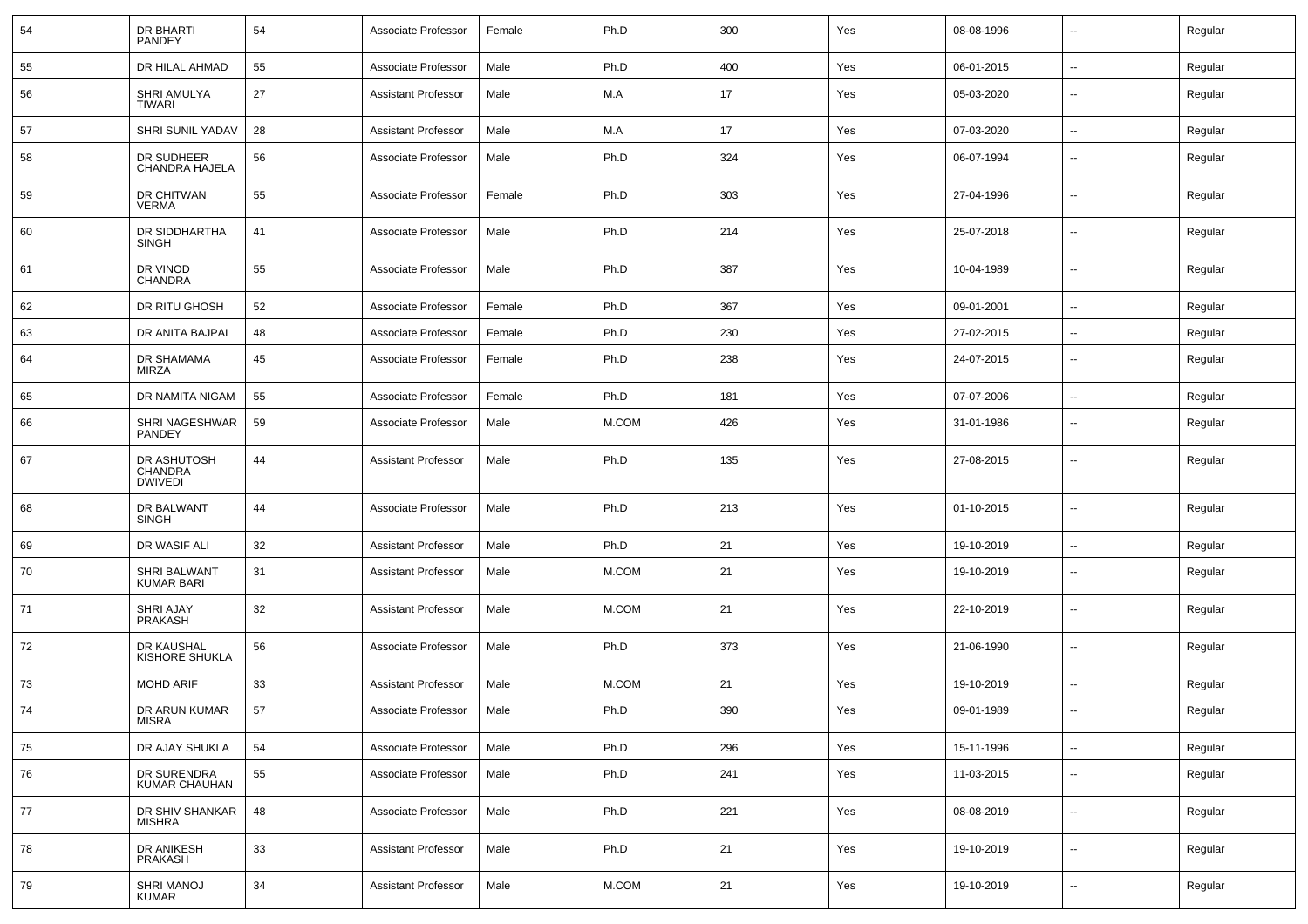| 54 | DR BHARTI PANDEY | 54 | Associate Professor | Female | Ph.D | 300 | Yes | 08-08-1996 | -- | Regular |
|---|---|---|---|---|---|---|---|---|---|---|
| 55 | DR HILAL AHMAD | 55 | Associate Professor | Male | Ph.D | 400 | Yes | 06-01-2015 | -- | Regular |
| 56 | SHRI AMULYA TIWARI | 27 | Assistant Professor | Male | M.A | 17 | Yes | 05-03-2020 | -- | Regular |
| 57 | SHRI SUNIL YADAV | 28 | Assistant Professor | Male | M.A | 17 | Yes | 07-03-2020 | -- | Regular |
| 58 | DR SUDHEER CHANDRA HAJELA | 56 | Associate Professor | Male | Ph.D | 324 | Yes | 06-07-1994 | -- | Regular |
| 59 | DR CHITWAN VERMA | 55 | Associate Professor | Female | Ph.D | 303 | Yes | 27-04-1996 | -- | Regular |
| 60 | DR SIDDHARTHA SINGH | 41 | Associate Professor | Male | Ph.D | 214 | Yes | 25-07-2018 | -- | Regular |
| 61 | DR VINOD CHANDRA | 55 | Associate Professor | Male | Ph.D | 387 | Yes | 10-04-1989 | -- | Regular |
| 62 | DR RITU GHOSH | 52 | Associate Professor | Female | Ph.D | 367 | Yes | 09-01-2001 | -- | Regular |
| 63 | DR ANITA BAJPAI | 48 | Associate Professor | Female | Ph.D | 230 | Yes | 27-02-2015 | -- | Regular |
| 64 | DR SHAMAMA MIRZA | 45 | Associate Professor | Female | Ph.D | 238 | Yes | 24-07-2015 | -- | Regular |
| 65 | DR NAMITA NIGAM | 55 | Associate Professor | Female | Ph.D | 181 | Yes | 07-07-2006 | -- | Regular |
| 66 | SHRI NAGESHWAR PANDEY | 59 | Associate Professor | Male | M.COM | 426 | Yes | 31-01-1986 | -- | Regular |
| 67 | DR ASHUTOSH CHANDRA DWIVEDI | 44 | Assistant Professor | Male | Ph.D | 135 | Yes | 27-08-2015 | -- | Regular |
| 68 | DR BALWANT SINGH | 44 | Associate Professor | Male | Ph.D | 213 | Yes | 01-10-2015 | -- | Regular |
| 69 | DR WASIF ALI | 32 | Assistant Professor | Male | Ph.D | 21 | Yes | 19-10-2019 | -- | Regular |
| 70 | SHRI BALWANT KUMAR BARI | 31 | Assistant Professor | Male | M.COM | 21 | Yes | 19-10-2019 | -- | Regular |
| 71 | SHRI AJAY PRAKASH | 32 | Assistant Professor | Male | M.COM | 21 | Yes | 22-10-2019 | -- | Regular |
| 72 | DR KAUSHAL KISHORE SHUKLA | 56 | Associate Professor | Male | Ph.D | 373 | Yes | 21-06-1990 | -- | Regular |
| 73 | MOHD ARIF | 33 | Assistant Professor | Male | M.COM | 21 | Yes | 19-10-2019 | -- | Regular |
| 74 | DR ARUN KUMAR MISRA | 57 | Associate Professor | Male | Ph.D | 390 | Yes | 09-01-1989 | -- | Regular |
| 75 | DR AJAY SHUKLA | 54 | Associate Professor | Male | Ph.D | 296 | Yes | 15-11-1996 | -- | Regular |
| 76 | DR SURENDRA KUMAR CHAUHAN | 55 | Associate Professor | Male | Ph.D | 241 | Yes | 11-03-2015 | -- | Regular |
| 77 | DR SHIV SHANKAR MISHRA | 48 | Associate Professor | Male | Ph.D | 221 | Yes | 08-08-2019 | -- | Regular |
| 78 | DR ANIKESH PRAKASH | 33 | Assistant Professor | Male | Ph.D | 21 | Yes | 19-10-2019 | -- | Regular |
| 79 | SHRI MANOJ KUMAR | 34 | Assistant Professor | Male | M.COM | 21 | Yes | 19-10-2019 | -- | Regular |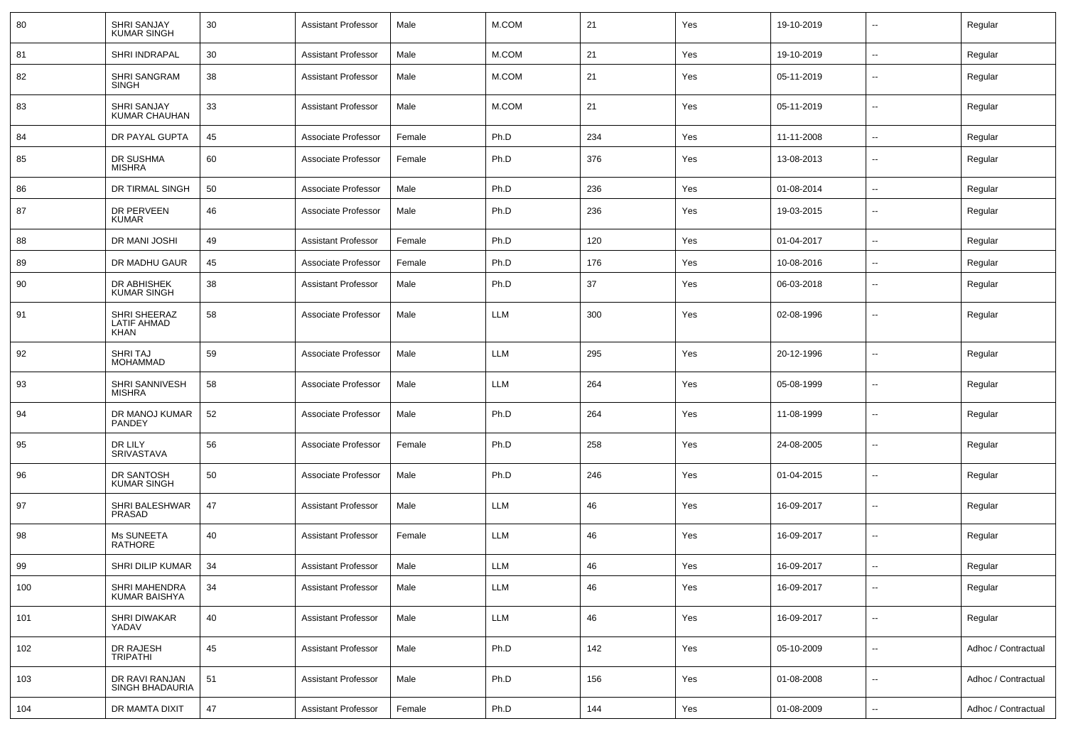| 80 | SHRI SANJAY KUMAR SINGH | 30 | Assistant Professor | Male | M.COM | 21 | Yes | 19-10-2019 | -- | Regular |
|---|---|---|---|---|---|---|---|---|---|---|
| 81 | SHRI INDRAPAL | 30 | Assistant Professor | Male | M.COM | 21 | Yes | 19-10-2019 | -- | Regular |
| 82 | SHRI SANGRAM SINGH | 38 | Assistant Professor | Male | M.COM | 21 | Yes | 05-11-2019 | -- | Regular |
| 83 | SHRI SANJAY KUMAR CHAUHAN | 33 | Assistant Professor | Male | M.COM | 21 | Yes | 05-11-2019 | -- | Regular |
| 84 | DR PAYAL GUPTA | 45 | Associate Professor | Female | Ph.D | 234 | Yes | 11-11-2008 | -- | Regular |
| 85 | DR SUSHMA MISHRA | 60 | Associate Professor | Female | Ph.D | 376 | Yes | 13-08-2013 | -- | Regular |
| 86 | DR TIRMAL SINGH | 50 | Associate Professor | Male | Ph.D | 236 | Yes | 01-08-2014 | -- | Regular |
| 87 | DR PERVEEN KUMAR | 46 | Associate Professor | Male | Ph.D | 236 | Yes | 19-03-2015 | -- | Regular |
| 88 | DR MANI JOSHI | 49 | Assistant Professor | Female | Ph.D | 120 | Yes | 01-04-2017 | -- | Regular |
| 89 | DR MADHU GAUR | 45 | Associate Professor | Female | Ph.D | 176 | Yes | 10-08-2016 | -- | Regular |
| 90 | DR ABHISHEK KUMAR SINGH | 38 | Assistant Professor | Male | Ph.D | 37 | Yes | 06-03-2018 | -- | Regular |
| 91 | SHRI SHEERAZ LATIF AHMAD KHAN | 58 | Associate Professor | Male | LLM | 300 | Yes | 02-08-1996 | -- | Regular |
| 92 | SHRI TAJ MOHAMMAD | 59 | Associate Professor | Male | LLM | 295 | Yes | 20-12-1996 | -- | Regular |
| 93 | SHRI SANNIVESH MISHRA | 58 | Associate Professor | Male | LLM | 264 | Yes | 05-08-1999 | -- | Regular |
| 94 | DR MANOJ KUMAR PANDEY | 52 | Associate Professor | Male | Ph.D | 264 | Yes | 11-08-1999 | -- | Regular |
| 95 | DR LILY SRIVASTAVA | 56 | Associate Professor | Female | Ph.D | 258 | Yes | 24-08-2005 | -- | Regular |
| 96 | DR SANTOSH KUMAR SINGH | 50 | Associate Professor | Male | Ph.D | 246 | Yes | 01-04-2015 | -- | Regular |
| 97 | SHRI BALESHWAR PRASAD | 47 | Assistant Professor | Male | LLM | 46 | Yes | 16-09-2017 | -- | Regular |
| 98 | Ms SUNEETA RATHORE | 40 | Assistant Professor | Female | LLM | 46 | Yes | 16-09-2017 | -- | Regular |
| 99 | SHRI DILIP KUMAR | 34 | Assistant Professor | Male | LLM | 46 | Yes | 16-09-2017 | -- | Regular |
| 100 | SHRI MAHENDRA KUMAR BAISHYA | 34 | Assistant Professor | Male | LLM | 46 | Yes | 16-09-2017 | -- | Regular |
| 101 | SHRI DIWAKAR YADAV | 40 | Assistant Professor | Male | LLM | 46 | Yes | 16-09-2017 | -- | Regular |
| 102 | DR RAJESH TRIPATHI | 45 | Assistant Professor | Male | Ph.D | 142 | Yes | 05-10-2009 | -- | Adhoc / Contractual |
| 103 | DR RAVI RANJAN SINGH BHADAURIA | 51 | Assistant Professor | Male | Ph.D | 156 | Yes | 01-08-2008 | -- | Adhoc / Contractual |
| 104 | DR MAMTA DIXIT | 47 | Assistant Professor | Female | Ph.D | 144 | Yes | 01-08-2009 | -- | Adhoc / Contractual |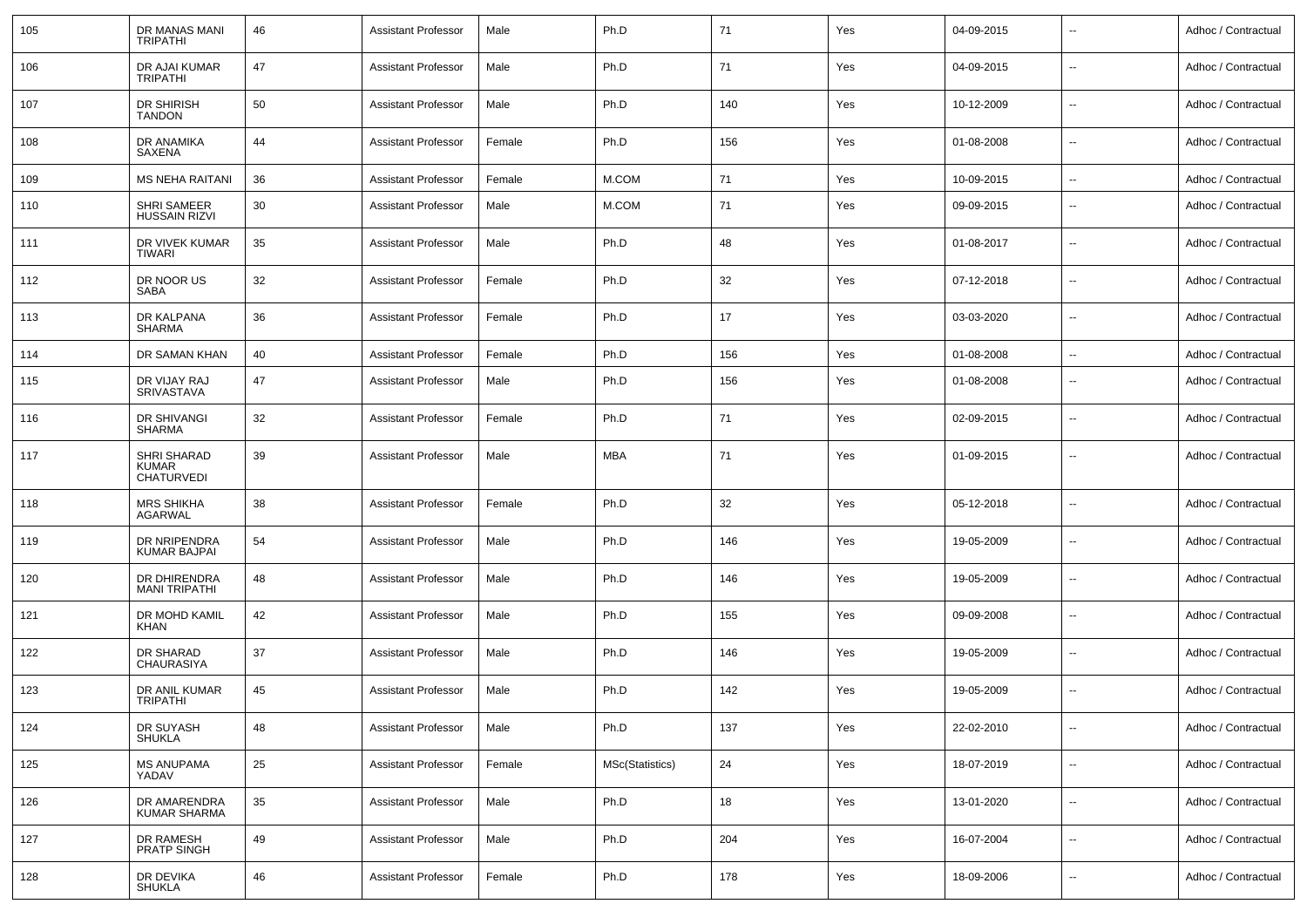| 105 | DR MANAS MANI TRIPATHI | 46 | Assistant Professor | Male | Ph.D | 71 | Yes | 04-09-2015 | -- | Adhoc / Contractual |
|---|---|---|---|---|---|---|---|---|---|---|
| 106 | DR AJAI KUMAR TRIPATHI | 47 | Assistant Professor | Male | Ph.D | 71 | Yes | 04-09-2015 | -- | Adhoc / Contractual |
| 107 | DR SHIRISH TANDON | 50 | Assistant Professor | Male | Ph.D | 140 | Yes | 10-12-2009 | -- | Adhoc / Contractual |
| 108 | DR ANAMIKA SAXENA | 44 | Assistant Professor | Female | Ph.D | 156 | Yes | 01-08-2008 | -- | Adhoc / Contractual |
| 109 | MS NEHA RAITANI | 36 | Assistant Professor | Female | M.COM | 71 | Yes | 10-09-2015 | -- | Adhoc / Contractual |
| 110 | SHRI SAMEER HUSSAIN RIZVI | 30 | Assistant Professor | Male | M.COM | 71 | Yes | 09-09-2015 | -- | Adhoc / Contractual |
| 111 | DR VIVEK KUMAR TIWARI | 35 | Assistant Professor | Male | Ph.D | 48 | Yes | 01-08-2017 | -- | Adhoc / Contractual |
| 112 | DR NOOR US SABA | 32 | Assistant Professor | Female | Ph.D | 32 | Yes | 07-12-2018 | -- | Adhoc / Contractual |
| 113 | DR KALPANA SHARMA | 36 | Assistant Professor | Female | Ph.D | 17 | Yes | 03-03-2020 | -- | Adhoc / Contractual |
| 114 | DR SAMAN KHAN | 40 | Assistant Professor | Female | Ph.D | 156 | Yes | 01-08-2008 | -- | Adhoc / Contractual |
| 115 | DR VIJAY RAJ SRIVASTAVA | 47 | Assistant Professor | Male | Ph.D | 156 | Yes | 01-08-2008 | -- | Adhoc / Contractual |
| 116 | DR SHIVANGI SHARMA | 32 | Assistant Professor | Female | Ph.D | 71 | Yes | 02-09-2015 | -- | Adhoc / Contractual |
| 117 | SHRI SHARAD KUMAR CHATURVEDI | 39 | Assistant Professor | Male | MBA | 71 | Yes | 01-09-2015 | -- | Adhoc / Contractual |
| 118 | MRS SHIKHA AGARWAL | 38 | Assistant Professor | Female | Ph.D | 32 | Yes | 05-12-2018 | -- | Adhoc / Contractual |
| 119 | DR NRIPENDRA KUMAR BAJPAI | 54 | Assistant Professor | Male | Ph.D | 146 | Yes | 19-05-2009 | -- | Adhoc / Contractual |
| 120 | DR DHIRENDRA MANI TRIPATHI | 48 | Assistant Professor | Male | Ph.D | 146 | Yes | 19-05-2009 | -- | Adhoc / Contractual |
| 121 | DR MOHD KAMIL KHAN | 42 | Assistant Professor | Male | Ph.D | 155 | Yes | 09-09-2008 | -- | Adhoc / Contractual |
| 122 | DR SHARAD CHAURASIYA | 37 | Assistant Professor | Male | Ph.D | 146 | Yes | 19-05-2009 | -- | Adhoc / Contractual |
| 123 | DR ANIL KUMAR TRIPATHI | 45 | Assistant Professor | Male | Ph.D | 142 | Yes | 19-05-2009 | -- | Adhoc / Contractual |
| 124 | DR SUYASH SHUKLA | 48 | Assistant Professor | Male | Ph.D | 137 | Yes | 22-02-2010 | -- | Adhoc / Contractual |
| 125 | MS ANUPAMA YADAV | 25 | Assistant Professor | Female | MSc(Statistics) | 24 | Yes | 18-07-2019 | -- | Adhoc / Contractual |
| 126 | DR AMARENDRA KUMAR SHARMA | 35 | Assistant Professor | Male | Ph.D | 18 | Yes | 13-01-2020 | -- | Adhoc / Contractual |
| 127 | DR RAMESH PRATP SINGH | 49 | Assistant Professor | Male | Ph.D | 204 | Yes | 16-07-2004 | -- | Adhoc / Contractual |
| 128 | DR DEVIKA SHUKLA | 46 | Assistant Professor | Female | Ph.D | 178 | Yes | 18-09-2006 | -- | Adhoc / Contractual |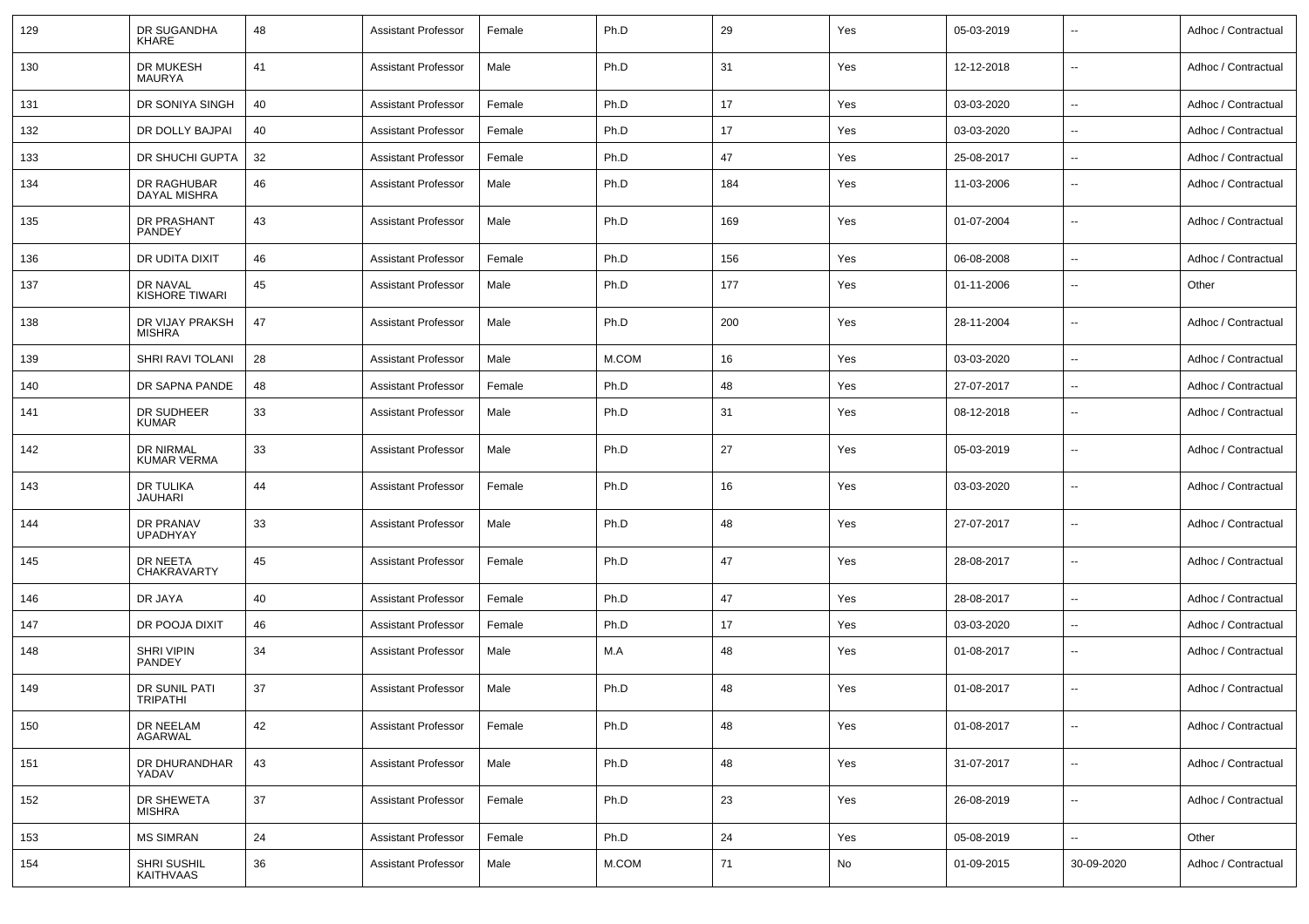| 129 | DR SUGANDHA KHARE | 48 | Assistant Professor | Female | Ph.D | 29 | Yes | 05-03-2019 | -- | Adhoc / Contractual |
|---|---|---|---|---|---|---|---|---|---|---|
| 130 | DR MUKESH MAURYA | 41 | Assistant Professor | Male | Ph.D | 31 | Yes | 12-12-2018 | -- | Adhoc / Contractual |
| 131 | DR SONIYA SINGH | 40 | Assistant Professor | Female | Ph.D | 17 | Yes | 03-03-2020 | -- | Adhoc / Contractual |
| 132 | DR DOLLY BAJPAI | 40 | Assistant Professor | Female | Ph.D | 17 | Yes | 03-03-2020 | -- | Adhoc / Contractual |
| 133 | DR SHUCHI GUPTA | 32 | Assistant Professor | Female | Ph.D | 47 | Yes | 25-08-2017 | -- | Adhoc / Contractual |
| 134 | DR RAGHUBAR DAYAL MISHRA | 46 | Assistant Professor | Male | Ph.D | 184 | Yes | 11-03-2006 | -- | Adhoc / Contractual |
| 135 | DR PRASHANT PANDEY | 43 | Assistant Professor | Male | Ph.D | 169 | Yes | 01-07-2004 | -- | Adhoc / Contractual |
| 136 | DR UDITA DIXIT | 46 | Assistant Professor | Female | Ph.D | 156 | Yes | 06-08-2008 | -- | Adhoc / Contractual |
| 137 | DR NAVAL KISHORE TIWARI | 45 | Assistant Professor | Male | Ph.D | 177 | Yes | 01-11-2006 | -- | Other |
| 138 | DR VIJAY PRAKSH MISHRA | 47 | Assistant Professor | Male | Ph.D | 200 | Yes | 28-11-2004 | -- | Adhoc / Contractual |
| 139 | SHRI RAVI TOLANI | 28 | Assistant Professor | Male | M.COM | 16 | Yes | 03-03-2020 | -- | Adhoc / Contractual |
| 140 | DR SAPNA PANDE | 48 | Assistant Professor | Female | Ph.D | 48 | Yes | 27-07-2017 | -- | Adhoc / Contractual |
| 141 | DR SUDHEER KUMAR | 33 | Assistant Professor | Male | Ph.D | 31 | Yes | 08-12-2018 | -- | Adhoc / Contractual |
| 142 | DR NIRMAL KUMAR VERMA | 33 | Assistant Professor | Male | Ph.D | 27 | Yes | 05-03-2019 | -- | Adhoc / Contractual |
| 143 | DR TULIKA JAUHARI | 44 | Assistant Professor | Female | Ph.D | 16 | Yes | 03-03-2020 | -- | Adhoc / Contractual |
| 144 | DR PRANAV UPADHYAY | 33 | Assistant Professor | Male | Ph.D | 48 | Yes | 27-07-2017 | -- | Adhoc / Contractual |
| 145 | DR NEETA CHAKRAVARTY | 45 | Assistant Professor | Female | Ph.D | 47 | Yes | 28-08-2017 | -- | Adhoc / Contractual |
| 146 | DR JAYA | 40 | Assistant Professor | Female | Ph.D | 47 | Yes | 28-08-2017 | -- | Adhoc / Contractual |
| 147 | DR POOJA DIXIT | 46 | Assistant Professor | Female | Ph.D | 17 | Yes | 03-03-2020 | -- | Adhoc / Contractual |
| 148 | SHRI VIPIN PANDEY | 34 | Assistant Professor | Male | M.A | 48 | Yes | 01-08-2017 | -- | Adhoc / Contractual |
| 149 | DR SUNIL PATI TRIPATHI | 37 | Assistant Professor | Male | Ph.D | 48 | Yes | 01-08-2017 | -- | Adhoc / Contractual |
| 150 | DR NEELAM AGARWAL | 42 | Assistant Professor | Female | Ph.D | 48 | Yes | 01-08-2017 | -- | Adhoc / Contractual |
| 151 | DR DHURANDHAR YADAV | 43 | Assistant Professor | Male | Ph.D | 48 | Yes | 31-07-2017 | -- | Adhoc / Contractual |
| 152 | DR SHEWETA MISHRA | 37 | Assistant Professor | Female | Ph.D | 23 | Yes | 26-08-2019 | -- | Adhoc / Contractual |
| 153 | MS SIMRAN | 24 | Assistant Professor | Female | Ph.D | 24 | Yes | 05-08-2019 | -- | Other |
| 154 | SHRI SUSHIL KAITHVAAS | 36 | Assistant Professor | Male | M.COM | 71 | No | 01-09-2015 | 30-09-2020 | Adhoc / Contractual |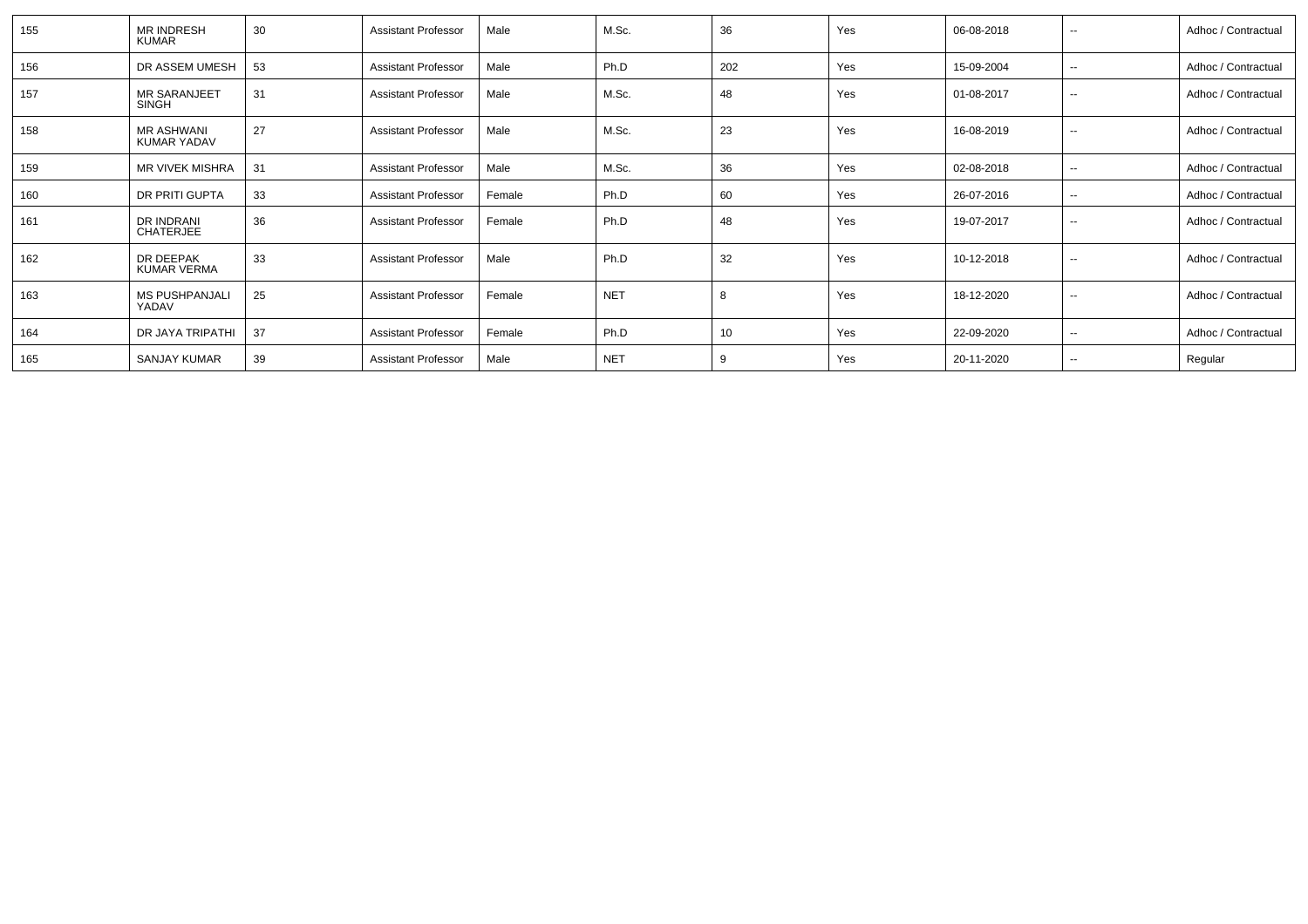| | | | | | | | | | | |
|---|---|---|---|---|---|---|---|---|---|---|
| 155 | MR INDRESH KUMAR | 30 | Assistant Professor | Male | M.Sc. | 36 | Yes | 06-08-2018 | -- | Adhoc / Contractual |
| 156 | DR ASSEM UMESH | 53 | Assistant Professor | Male | Ph.D | 202 | Yes | 15-09-2004 | -- | Adhoc / Contractual |
| 157 | MR SARANJEET SINGH | 31 | Assistant Professor | Male | M.Sc. | 48 | Yes | 01-08-2017 | -- | Adhoc / Contractual |
| 158 | MR ASHWANI KUMAR YADAV | 27 | Assistant Professor | Male | M.Sc. | 23 | Yes | 16-08-2019 | -- | Adhoc / Contractual |
| 159 | MR VIVEK MISHRA | 31 | Assistant Professor | Male | M.Sc. | 36 | Yes | 02-08-2018 | -- | Adhoc / Contractual |
| 160 | DR PRITI GUPTA | 33 | Assistant Professor | Female | Ph.D | 60 | Yes | 26-07-2016 | -- | Adhoc / Contractual |
| 161 | DR INDRANI CHATERJEE | 36 | Assistant Professor | Female | Ph.D | 48 | Yes | 19-07-2017 | -- | Adhoc / Contractual |
| 162 | DR DEEPAK KUMAR VERMA | 33 | Assistant Professor | Male | Ph.D | 32 | Yes | 10-12-2018 | -- | Adhoc / Contractual |
| 163 | MS PUSHPANJALI YADAV | 25 | Assistant Professor | Female | NET | 8 | Yes | 18-12-2020 | -- | Adhoc / Contractual |
| 164 | DR JAYA TRIPATHI | 37 | Assistant Professor | Female | Ph.D | 10 | Yes | 22-09-2020 | -- | Adhoc / Contractual |
| 165 | SANJAY KUMAR | 39 | Assistant Professor | Male | NET | 9 | Yes | 20-11-2020 | -- | Regular |